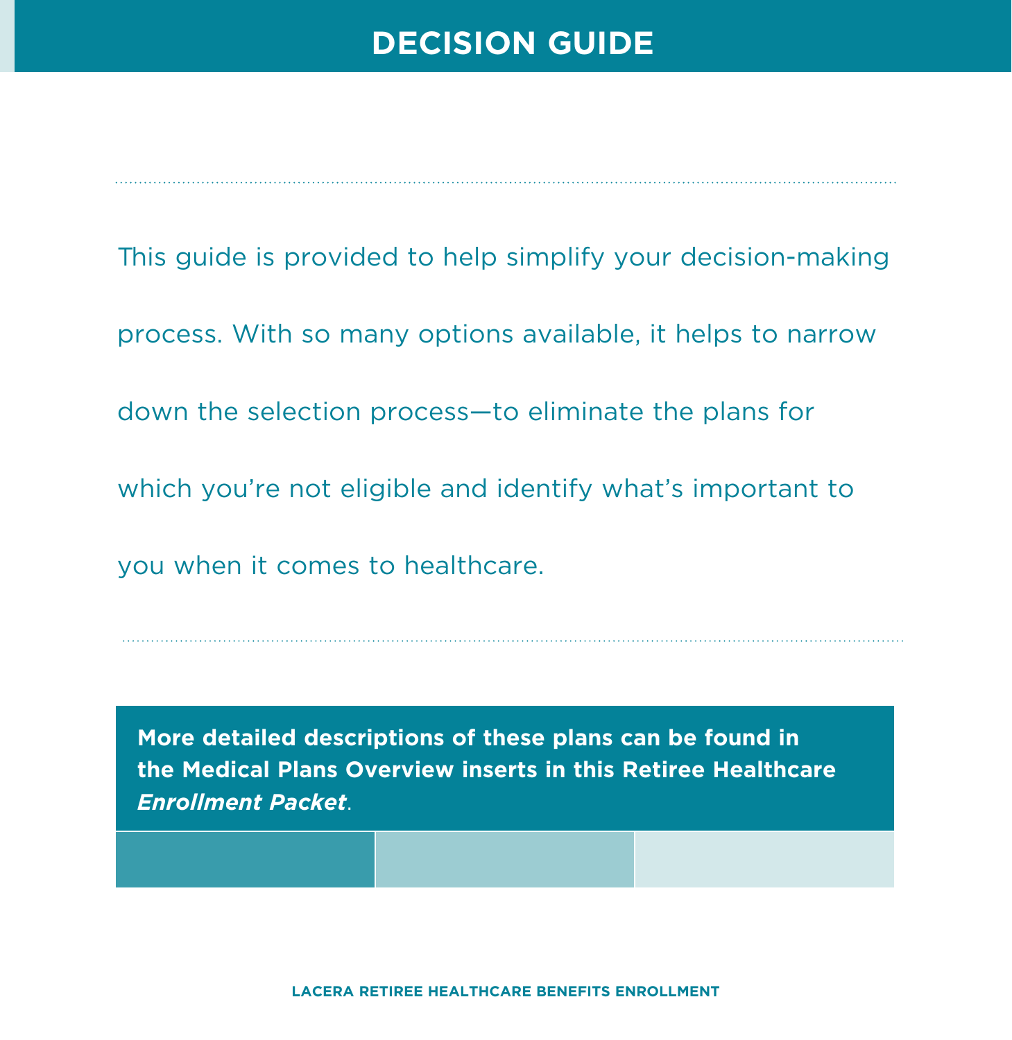# DECISION GUIDE

This guide is provided to help simplify your decision-making process. With so many options available, it helps to narrow down the selection process—to eliminate the plans for which you're not eligible and identify what's important to you when it comes to healthcare.

**More detailed descriptions of these plans can be found in the Medical Plans Overview inserts in this Retiree Healthcare *Enrollment Packet*.**

LACERA RETIREE HEALTHCARE BENEFITS ENROLLMENT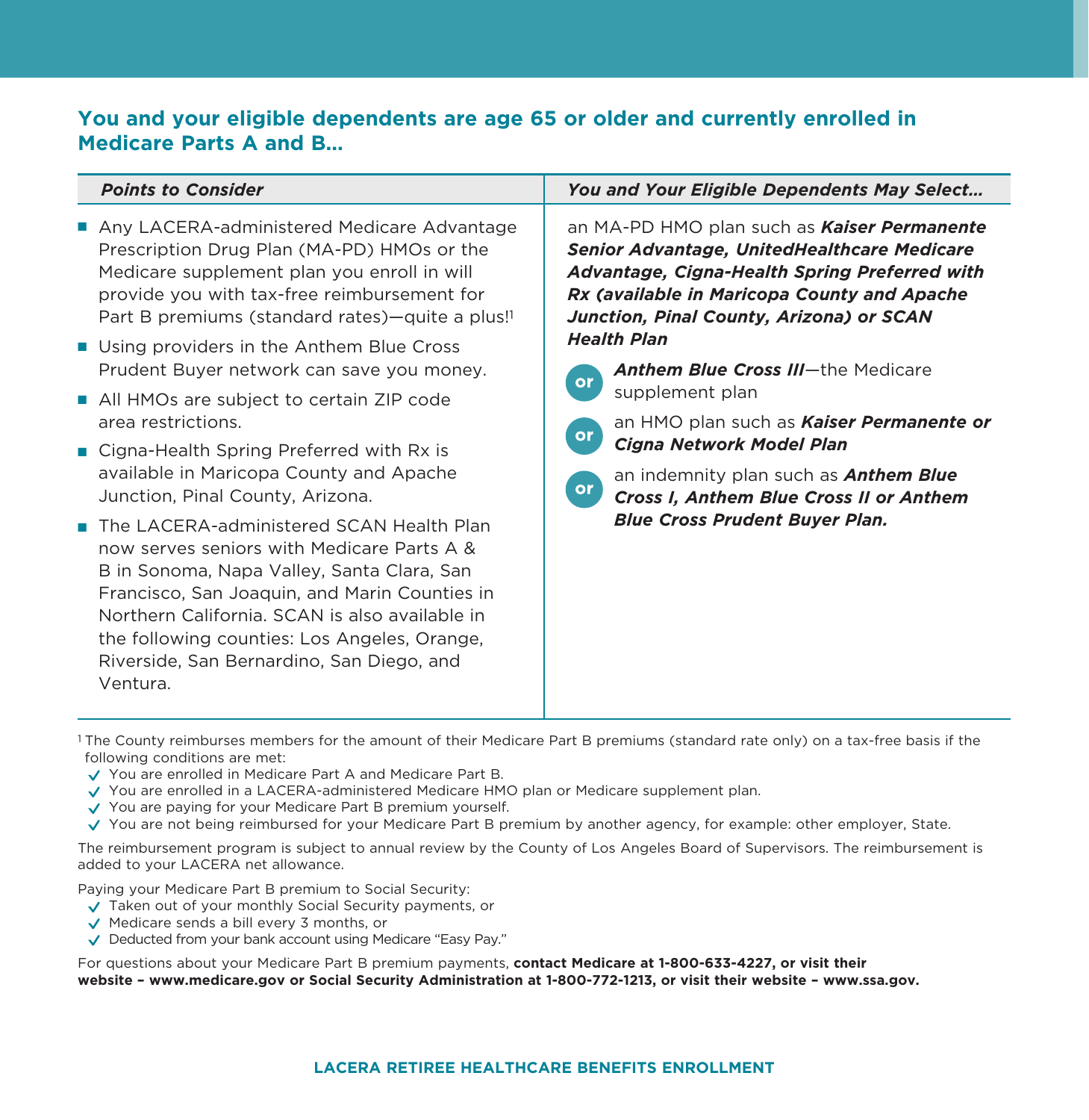## You and your eligible dependents are age 65 or older and currently enrolled in Medicare Parts A and B...

| *Points to Consider* | *You and Your Eligible Dependents May Select...* |
| --- | --- |
| ■ Any LACERA-administered Medicare Advantage Prescription Drug Plan (MA-PD) HMOs or the Medicare supplement plan you enroll in will provide you with tax-free reimbursement for Part B premiums (standard rates)—quite a plus![1]<br>■ Using providers in the Anthem Blue Cross Prudent Buyer network can save you money.<br>■ All HMOs are subject to certain ZIP code area restrictions.<br>■ Cigna-Health Spring Preferred with Rx is available in Maricopa County and Apache Junction, Pinal County, Arizona.<br>■ The LACERA-administered SCAN Health Plan now serves seniors with Medicare Parts A & B in Sonoma, Napa Valley, Santa Clara, San Francisco, San Joaquin, and Marin Counties in Northern California. SCAN is also available in the following counties: Los Angeles, Orange, Riverside, San Bernardino, San Diego, and Ventura. | an MA-PD HMO plan such as ***Kaiser Permanente Senior Advantage, UnitedHealthcare Medicare Advantage, Cigna-Health Spring Preferred with Rx (available in Maricopa County and Apache Junction, Pinal County, Arizona) or SCAN Health Plan***<br>**or** ***Anthem Blue Cross III***—the Medicare supplement plan<br>**or** an HMO plan such as ***Kaiser Permanente or Cigna Network Model Plan***<br>**or** an indemnity plan such as ***Anthem Blue Cross I, Anthem Blue Cross II or Anthem Blue Cross Prudent Buyer Plan.*** |

[1] The County reimburses members for the amount of their Medicare Part B premiums (standard rate only) on a tax-free basis if the following conditions are met:

- ✓ You are enrolled in Medicare Part A and Medicare Part B.
- ✓ You are enrolled in a LACERA-administered Medicare HMO plan or Medicare supplement plan.
- ✓ You are paying for your Medicare Part B premium yourself.
- ✓ You are not being reimbursed for your Medicare Part B premium by another agency, for example: other employer, State.

The reimbursement program is subject to annual review by the County of Los Angeles Board of Supervisors. The reimbursement is added to your LACERA net allowance.

Paying your Medicare Part B premium to Social Security:

- ✓ Taken out of your monthly Social Security payments, or
- ✓ Medicare sends a bill every 3 months, or
- ✓ Deducted from your bank account using Medicare "Easy Pay."

For questions about your Medicare Part B premium payments, **contact Medicare at 1-800-633-4227, or visit their website – www.medicare.gov or Social Security Administration at 1-800-772-1213, or visit their website – www.ssa.gov.**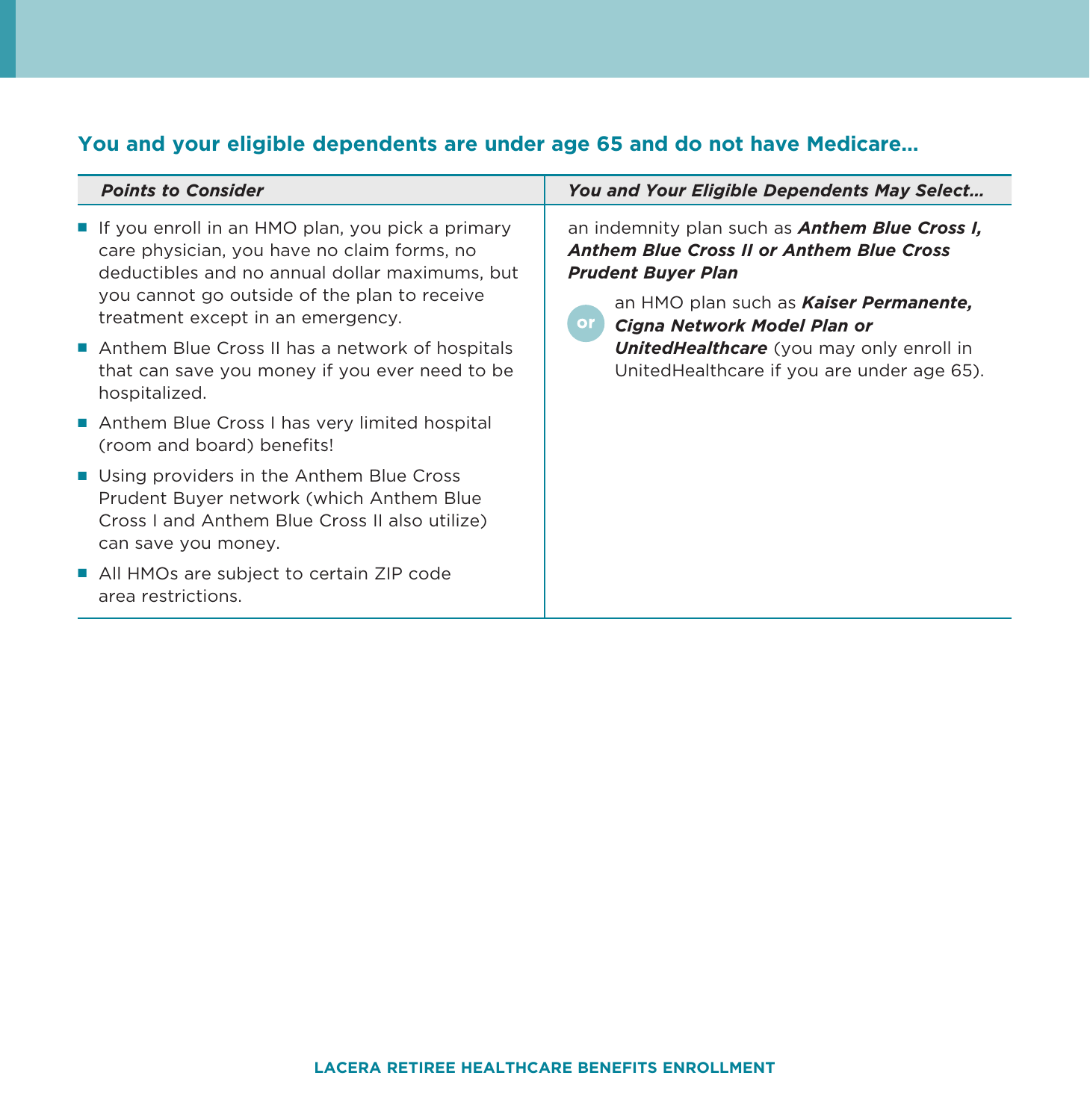### You and your eligible dependents are under age 65 and do not have Medicare...

| *Points to Consider* | *You and Your Eligible Dependents May Select...* |
|---|---|
| ■ If you enroll in an HMO plan, you pick a primary care physician, you have no claim forms, no deductibles and no annual dollar maximums, but you cannot go outside of the plan to receive treatment except in an emergency.<br><br>■ Anthem Blue Cross II has a network of hospitals that can save you money if you ever need to be hospitalized.<br><br>■ Anthem Blue Cross I has very limited hospital (room and board) benefits!<br><br>■ Using providers in the Anthem Blue Cross Prudent Buyer network (which Anthem Blue Cross I and Anthem Blue Cross II also utilize) can save you money.<br><br>■ All HMOs are subject to certain ZIP code area restrictions. | an indemnity plan such as ***Anthem Blue Cross I, Anthem Blue Cross II or Anthem Blue Cross Prudent Buyer Plan***<br><br>or<br><br>an HMO plan such as ***Kaiser Permanente, Cigna Network Model Plan or UnitedHealthcare*** (you may only enroll in UnitedHealthcare if you are under age 65). |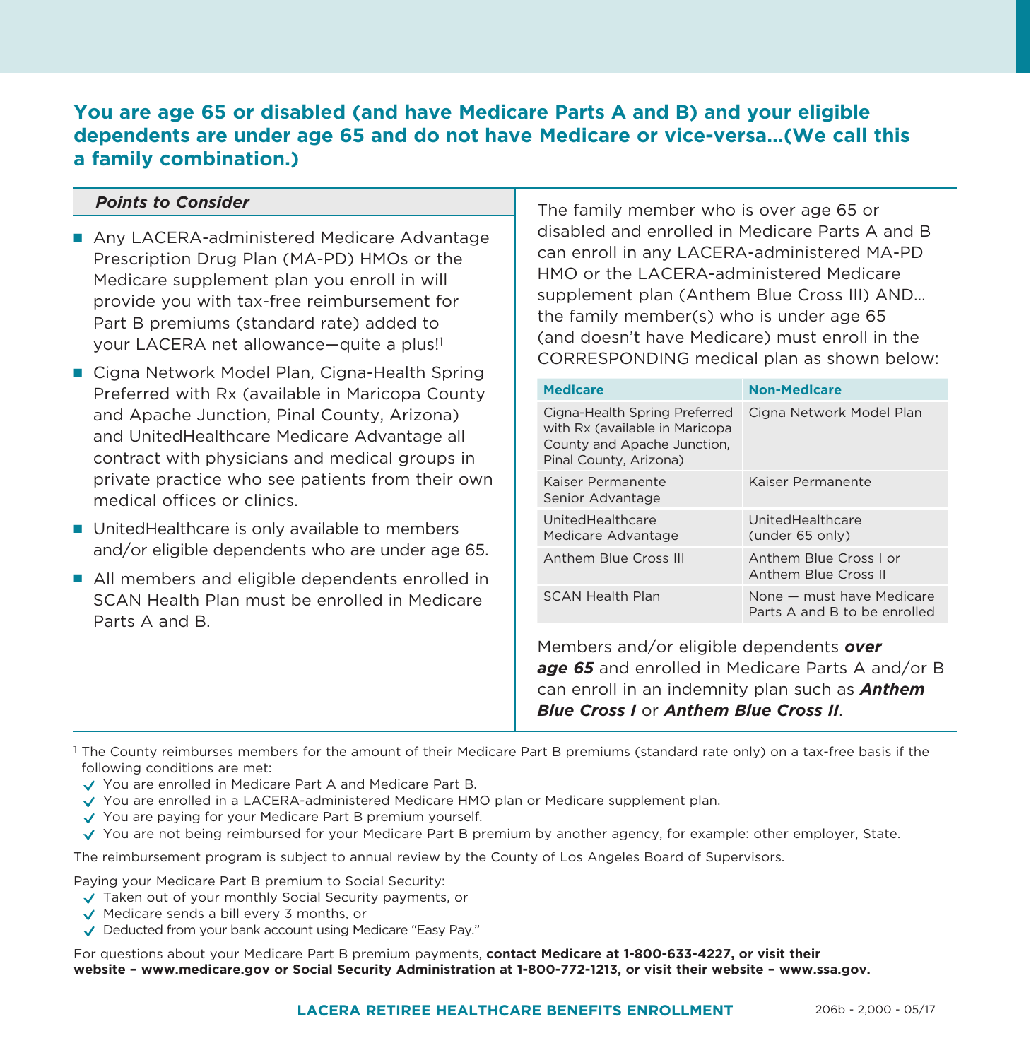## You are age 65 or disabled (and have Medicare Parts A and B) and your eligible dependents are under age 65 and do not have Medicare or vice-versa...(We call this a family combination.)

***Points to Consider***

- Any LACERA-administered Medicare Advantage Prescription Drug Plan (MA-PD) HMOs or the Medicare supplement plan you enroll in will provide you with tax-free reimbursement for Part B premiums (standard rate) added to your LACERA net allowance—quite a plus![1]
- Cigna Network Model Plan, Cigna-Health Spring Preferred with Rx (available in Maricopa County and Apache Junction, Pinal County, Arizona) and UnitedHealthcare Medicare Advantage all contract with physicians and medical groups in private practice who see patients from their own medical offices or clinics.
- UnitedHealthcare is only available to members and/or eligible dependents who are under age 65.
- All members and eligible dependents enrolled in SCAN Health Plan must be enrolled in Medicare Parts A and B.

The family member who is over age 65 or disabled and enrolled in Medicare Parts A and B can enroll in any LACERA-administered MA-PD HMO or the LACERA-administered Medicare supplement plan (Anthem Blue Cross III) AND... the family member(s) who is under age 65 (and doesn't have Medicare) must enroll in the CORRESPONDING medical plan as shown below:

| Medicare | Non-Medicare |
|---|---|
| Cigna-Health Spring Preferred with Rx (available in Maricopa County and Apache Junction, Pinal County, Arizona) | Cigna Network Model Plan |
| Kaiser Permanente Senior Advantage | Kaiser Permanente |
| UnitedHealthcare Medicare Advantage | UnitedHealthcare (under 65 only) |
| Anthem Blue Cross III | Anthem Blue Cross I or Anthem Blue Cross II |
| SCAN Health Plan | None — must have Medicare Parts A and B to be enrolled |

Members and/or eligible dependents ***over age 65*** and enrolled in Medicare Parts A and/or B can enroll in an indemnity plan such as ***Anthem Blue Cross I*** or ***Anthem Blue Cross II***.

[1] The County reimburses members for the amount of their Medicare Part B premiums (standard rate only) on a tax-free basis if the following conditions are met:

- ✓ You are enrolled in Medicare Part A and Medicare Part B.
- ✓ You are enrolled in a LACERA-administered Medicare HMO plan or Medicare supplement plan.
- ✓ You are paying for your Medicare Part B premium yourself.
- ✓ You are not being reimbursed for your Medicare Part B premium by another agency, for example: other employer, State.

The reimbursement program is subject to annual review by the County of Los Angeles Board of Supervisors.

Paying your Medicare Part B premium to Social Security:

- ✓ Taken out of your monthly Social Security payments, or
- ✓ Medicare sends a bill every 3 months, or
- ✓ Deducted from your bank account using Medicare "Easy Pay."

For questions about your Medicare Part B premium payments, **contact Medicare at 1-800-633-4227, or visit their website – www.medicare.gov or Social Security Administration at 1-800-772-1213, or visit their website – www.ssa.gov.**

206b - 2,000 - 05/17